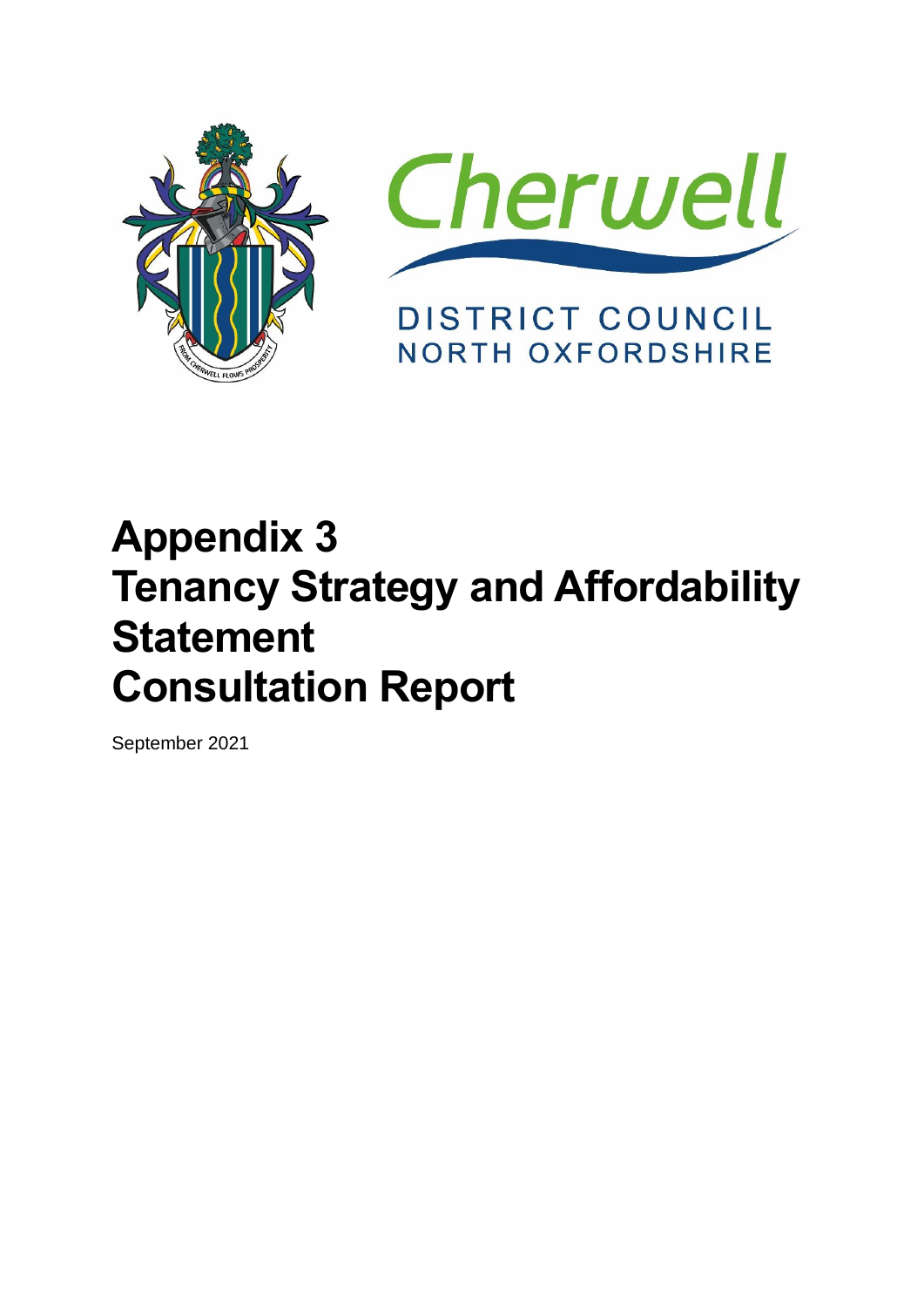Cherwell

DISTRICT COUNCIL
NORTH OXFORDSHIRE

# Appendix 3
# Tenancy Strategy and Affordability Statement
# Consultation Report

September 2021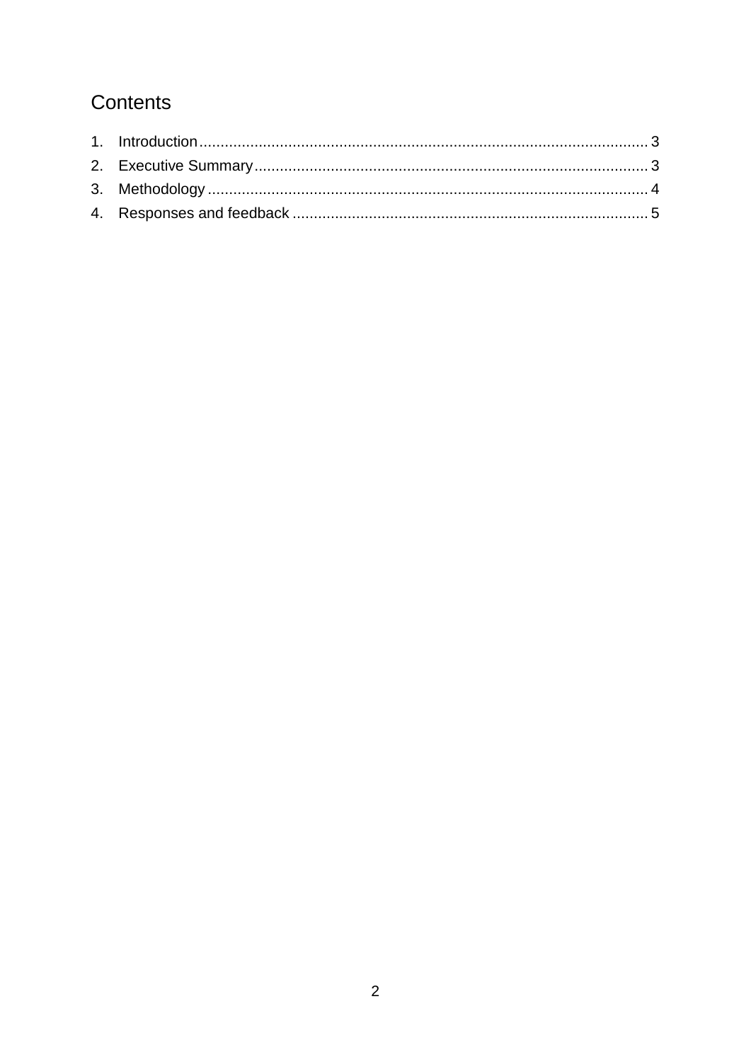# Contents

1. Introduction .......................................................... 3
2. Executive Summary .................................................... 3
3. Methodology .......................................................... 4
4. Responses and feedback ............................................... 5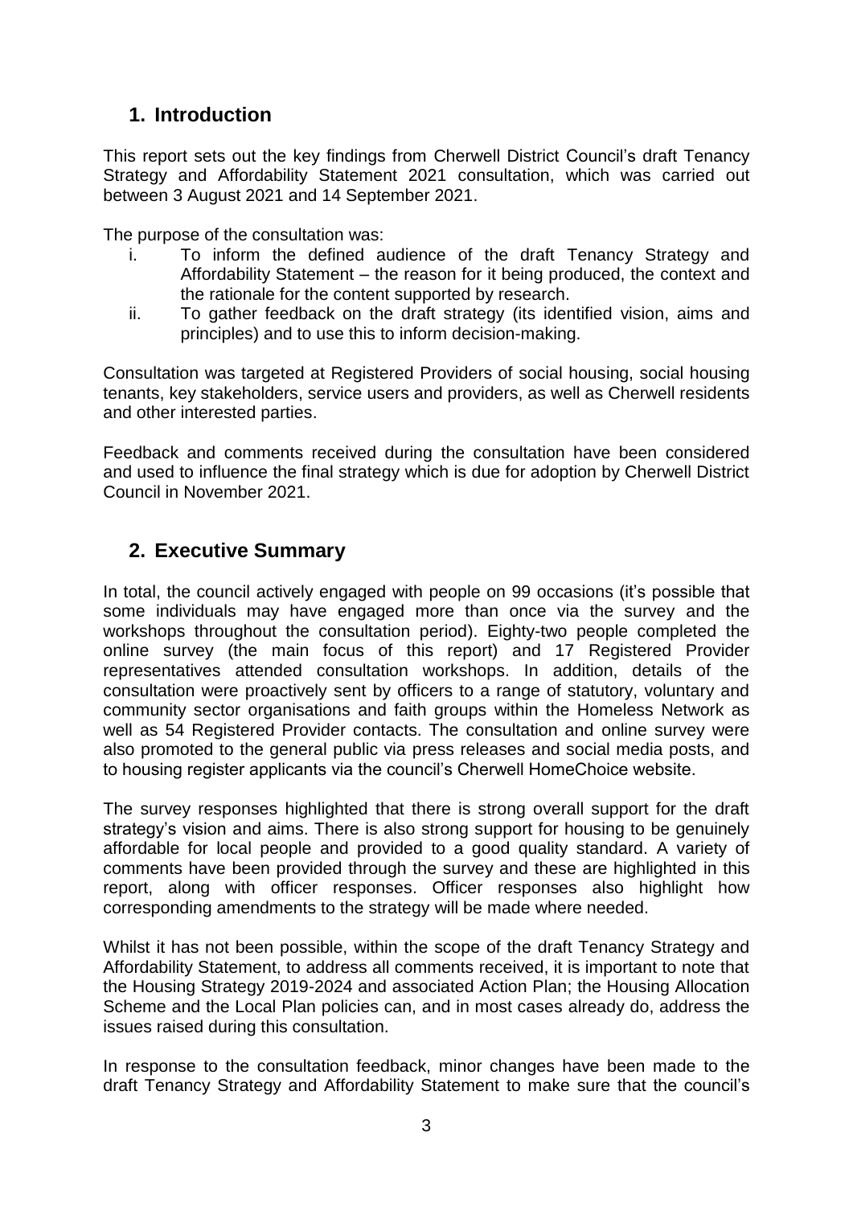## 1. Introduction

This report sets out the key findings from Cherwell District Council's draft Tenancy Strategy and Affordability Statement 2021 consultation, which was carried out between 3 August 2021 and 14 September 2021.

The purpose of the consultation was:

i. To inform the defined audience of the draft Tenancy Strategy and Affordability Statement – the reason for it being produced, the context and the rationale for the content supported by research.
ii. To gather feedback on the draft strategy (its identified vision, aims and principles) and to use this to inform decision-making.

Consultation was targeted at Registered Providers of social housing, social housing tenants, key stakeholders, service users and providers, as well as Cherwell residents and other interested parties.

Feedback and comments received during the consultation have been considered and used to influence the final strategy which is due for adoption by Cherwell District Council in November 2021.

## 2. Executive Summary

In total, the council actively engaged with people on 99 occasions (it's possible that some individuals may have engaged more than once via the survey and the workshops throughout the consultation period). Eighty-two people completed the online survey (the main focus of this report) and 17 Registered Provider representatives attended consultation workshops. In addition, details of the consultation were proactively sent by officers to a range of statutory, voluntary and community sector organisations and faith groups within the Homeless Network as well as 54 Registered Provider contacts. The consultation and online survey were also promoted to the general public via press releases and social media posts, and to housing register applicants via the council's Cherwell HomeChoice website.

The survey responses highlighted that there is strong overall support for the draft strategy's vision and aims. There is also strong support for housing to be genuinely affordable for local people and provided to a good quality standard. A variety of comments have been provided through the survey and these are highlighted in this report, along with officer responses. Officer responses also highlight how corresponding amendments to the strategy will be made where needed.

Whilst it has not been possible, within the scope of the draft Tenancy Strategy and Affordability Statement, to address all comments received, it is important to note that the Housing Strategy 2019-2024 and associated Action Plan; the Housing Allocation Scheme and the Local Plan policies can, and in most cases already do, address the issues raised during this consultation.

In response to the consultation feedback, minor changes have been made to the draft Tenancy Strategy and Affordability Statement to make sure that the council's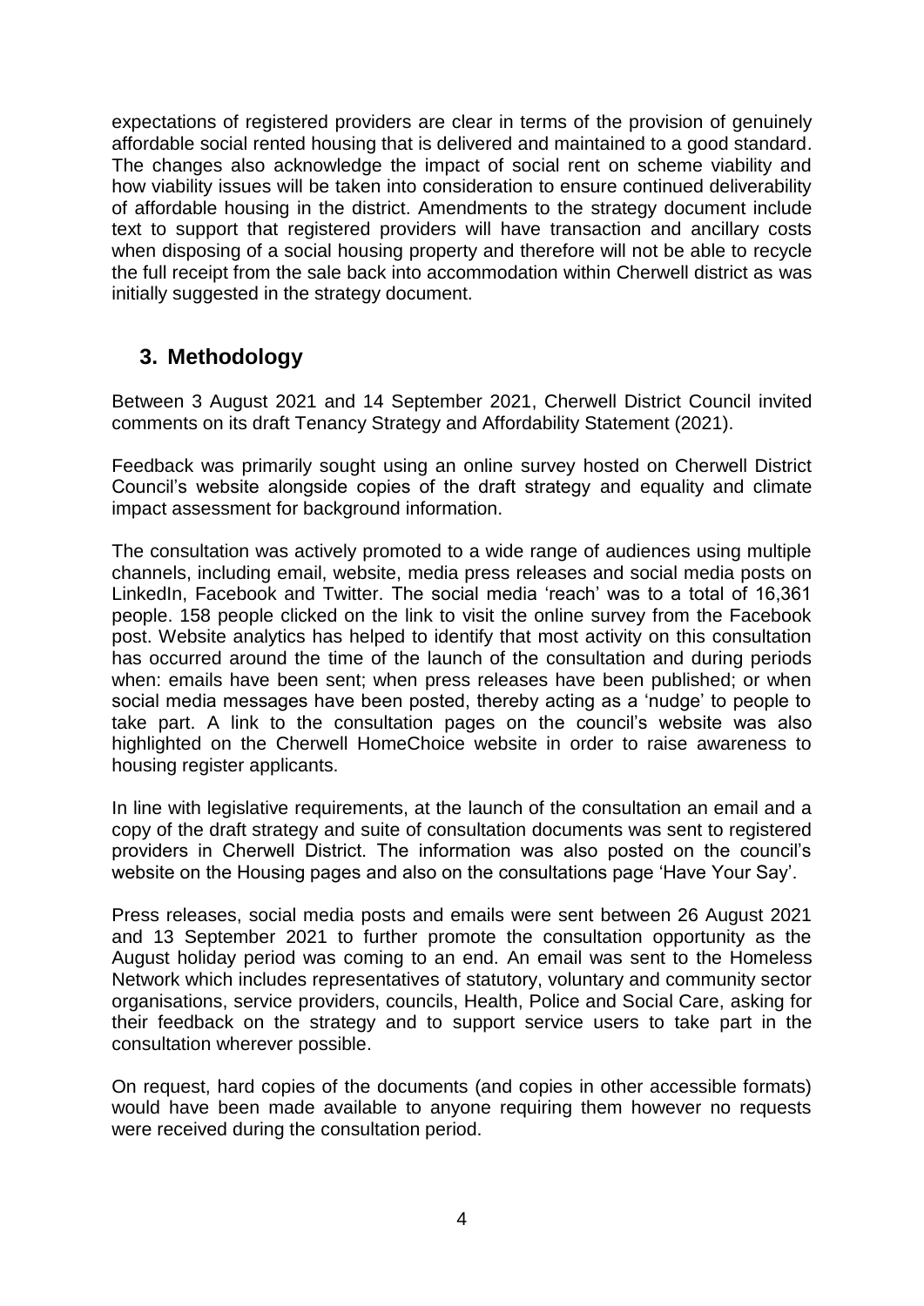expectations of registered providers are clear in terms of the provision of genuinely affordable social rented housing that is delivered and maintained to a good standard. The changes also acknowledge the impact of social rent on scheme viability and how viability issues will be taken into consideration to ensure continued deliverability of affordable housing in the district. Amendments to the strategy document include text to support that registered providers will have transaction and ancillary costs when disposing of a social housing property and therefore will not be able to recycle the full receipt from the sale back into accommodation within Cherwell district as was initially suggested in the strategy document.

## 3. Methodology

Between 3 August 2021 and 14 September 2021, Cherwell District Council invited comments on its draft Tenancy Strategy and Affordability Statement (2021).

Feedback was primarily sought using an online survey hosted on Cherwell District Council's website alongside copies of the draft strategy and equality and climate impact assessment for background information.

The consultation was actively promoted to a wide range of audiences using multiple channels, including email, website, media press releases and social media posts on LinkedIn, Facebook and Twitter. The social media 'reach' was to a total of 16,361 people. 158 people clicked on the link to visit the online survey from the Facebook post. Website analytics has helped to identify that most activity on this consultation has occurred around the time of the launch of the consultation and during periods when: emails have been sent; when press releases have been published; or when social media messages have been posted, thereby acting as a 'nudge' to people to take part. A link to the consultation pages on the council's website was also highlighted on the Cherwell HomeChoice website in order to raise awareness to housing register applicants.

In line with legislative requirements, at the launch of the consultation an email and a copy of the draft strategy and suite of consultation documents was sent to registered providers in Cherwell District. The information was also posted on the council's website on the Housing pages and also on the consultations page 'Have Your Say'.

Press releases, social media posts and emails were sent between 26 August 2021 and 13 September 2021 to further promote the consultation opportunity as the August holiday period was coming to an end. An email was sent to the Homeless Network which includes representatives of statutory, voluntary and community sector organisations, service providers, councils, Health, Police and Social Care, asking for their feedback on the strategy and to support service users to take part in the consultation wherever possible.

On request, hard copies of the documents (and copies in other accessible formats) would have been made available to anyone requiring them however no requests were received during the consultation period.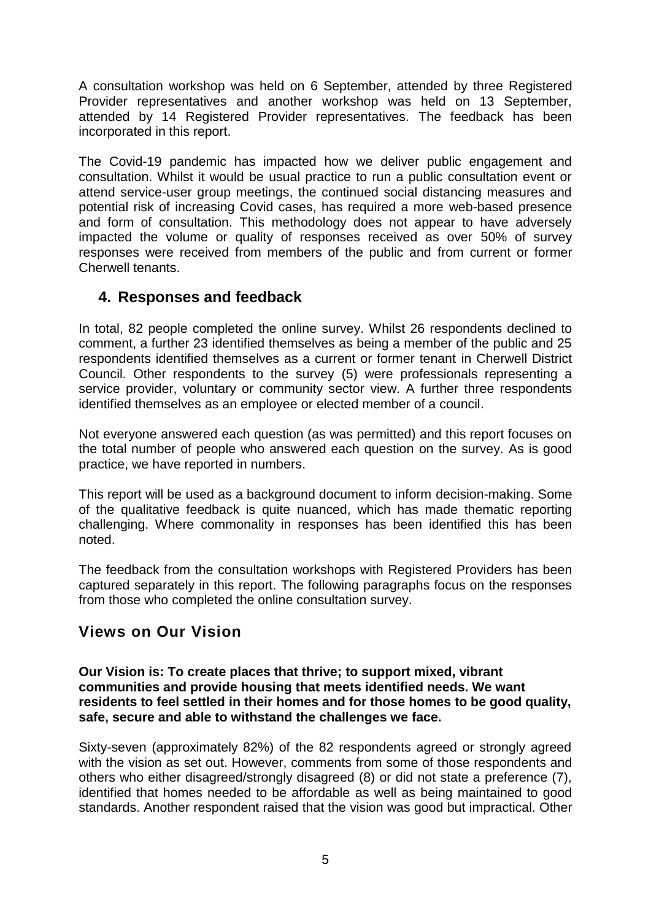A consultation workshop was held on 6 September, attended by three Registered Provider representatives and another workshop was held on 13 September, attended by 14 Registered Provider representatives. The feedback has been incorporated in this report.

The Covid-19 pandemic has impacted how we deliver public engagement and consultation. Whilst it would be usual practice to run a public consultation event or attend service-user group meetings, the continued social distancing measures and potential risk of increasing Covid cases, has required a more web-based presence and form of consultation. This methodology does not appear to have adversely impacted the volume or quality of responses received as over 50% of survey responses were received from members of the public and from current or former Cherwell tenants.

## 4. Responses and feedback

In total, 82 people completed the online survey. Whilst 26 respondents declined to comment, a further 23 identified themselves as being a member of the public and 25 respondents identified themselves as a current or former tenant in Cherwell District Council. Other respondents to the survey (5) were professionals representing a service provider, voluntary or community sector view. A further three respondents identified themselves as an employee or elected member of a council.

Not everyone answered each question (as was permitted) and this report focuses on the total number of people who answered each question on the survey. As is good practice, we have reported in numbers.

This report will be used as a background document to inform decision-making. Some of the qualitative feedback is quite nuanced, which has made thematic reporting challenging. Where commonality in responses has been identified this has been noted.

The feedback from the consultation workshops with Registered Providers has been captured separately in this report. The following paragraphs focus on the responses from those who completed the online consultation survey.

### Views on Our Vision

**Our Vision is: To create places that thrive; to support mixed, vibrant communities and provide housing that meets identified needs. We want residents to feel settled in their homes and for those homes to be good quality, safe, secure and able to withstand the challenges we face.**

Sixty-seven (approximately 82%) of the 82 respondents agreed or strongly agreed with the vision as set out. However, comments from some of those respondents and others who either disagreed/strongly disagreed (8) or did not state a preference (7), identified that homes needed to be affordable as well as being maintained to good standards. Another respondent raised that the vision was good but impractical. Other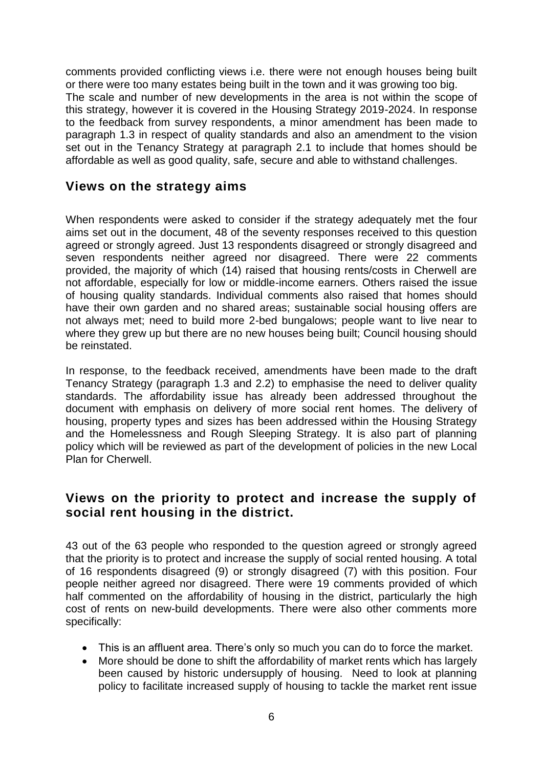comments provided conflicting views i.e. there were not enough houses being built or there were too many estates being built in the town and it was growing too big. The scale and number of new developments in the area is not within the scope of this strategy, however it is covered in the Housing Strategy 2019-2024. In response to the feedback from survey respondents, a minor amendment has been made to paragraph 1.3 in respect of quality standards and also an amendment to the vision set out in the Tenancy Strategy at paragraph 2.1 to include that homes should be affordable as well as good quality, safe, secure and able to withstand challenges.

## Views on the strategy aims

When respondents were asked to consider if the strategy adequately met the four aims set out in the document, 48 of the seventy responses received to this question agreed or strongly agreed. Just 13 respondents disagreed or strongly disagreed and seven respondents neither agreed nor disagreed. There were 22 comments provided, the majority of which (14) raised that housing rents/costs in Cherwell are not affordable, especially for low or middle-income earners. Others raised the issue of housing quality standards. Individual comments also raised that homes should have their own garden and no shared areas; sustainable social housing offers are not always met; need to build more 2-bed bungalows; people want to live near to where they grew up but there are no new houses being built; Council housing should be reinstated.

In response, to the feedback received, amendments have been made to the draft Tenancy Strategy (paragraph 1.3 and 2.2) to emphasise the need to deliver quality standards. The affordability issue has already been addressed throughout the document with emphasis on delivery of more social rent homes. The delivery of housing, property types and sizes has been addressed within the Housing Strategy and the Homelessness and Rough Sleeping Strategy. It is also part of planning policy which will be reviewed as part of the development of policies in the new Local Plan for Cherwell.

## Views on the priority to protect and increase the supply of social rent housing in the district.

43 out of the 63 people who responded to the question agreed or strongly agreed that the priority is to protect and increase the supply of social rented housing. A total of 16 respondents disagreed (9) or strongly disagreed (7) with this position. Four people neither agreed nor disagreed. There were 19 comments provided of which half commented on the affordability of housing in the district, particularly the high cost of rents on new-build developments. There were also other comments more specifically:

- This is an affluent area. There's only so much you can do to force the market.
- More should be done to shift the affordability of market rents which has largely been caused by historic undersupply of housing. Need to look at planning policy to facilitate increased supply of housing to tackle the market rent issue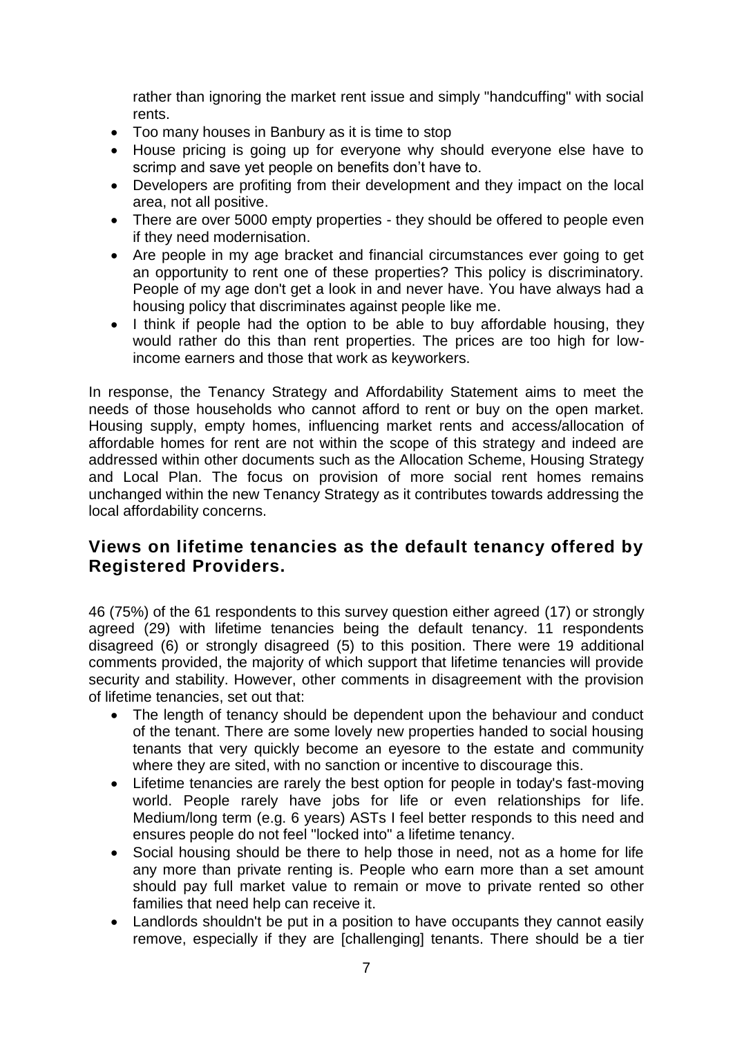rather than ignoring the market rent issue and simply "handcuffing" with social rents.

- Too many houses in Banbury as it is time to stop
- House pricing is going up for everyone why should everyone else have to scrimp and save yet people on benefits don't have to.
- Developers are profiting from their development and they impact on the local area, not all positive.
- There are over 5000 empty properties - they should be offered to people even if they need modernisation.
- Are people in my age bracket and financial circumstances ever going to get an opportunity to rent one of these properties? This policy is discriminatory. People of my age don't get a look in and never have. You have always had a housing policy that discriminates against people like me.
- I think if people had the option to be able to buy affordable housing, they would rather do this than rent properties. The prices are too high for low-income earners and those that work as keyworkers.

In response, the Tenancy Strategy and Affordability Statement aims to meet the needs of those households who cannot afford to rent or buy on the open market. Housing supply, empty homes, influencing market rents and access/allocation of affordable homes for rent are not within the scope of this strategy and indeed are addressed within other documents such as the Allocation Scheme, Housing Strategy and Local Plan. The focus on provision of more social rent homes remains unchanged within the new Tenancy Strategy as it contributes towards addressing the local affordability concerns.

## Views on lifetime tenancies as the default tenancy offered by Registered Providers.

46 (75%) of the 61 respondents to this survey question either agreed (17) or strongly agreed (29) with lifetime tenancies being the default tenancy. 11 respondents disagreed (6) or strongly disagreed (5) to this position. There were 19 additional comments provided, the majority of which support that lifetime tenancies will provide security and stability. However, other comments in disagreement with the provision of lifetime tenancies, set out that:

- The length of tenancy should be dependent upon the behaviour and conduct of the tenant. There are some lovely new properties handed to social housing tenants that very quickly become an eyesore to the estate and community where they are sited, with no sanction or incentive to discourage this.
- Lifetime tenancies are rarely the best option for people in today's fast-moving world. People rarely have jobs for life or even relationships for life. Medium/long term (e.g. 6 years) ASTs I feel better responds to this need and ensures people do not feel "locked into" a lifetime tenancy.
- Social housing should be there to help those in need, not as a home for life any more than private renting is. People who earn more than a set amount should pay full market value to remain or move to private rented so other families that need help can receive it.
- Landlords shouldn't be put in a position to have occupants they cannot easily remove, especially if they are [challenging] tenants. There should be a tier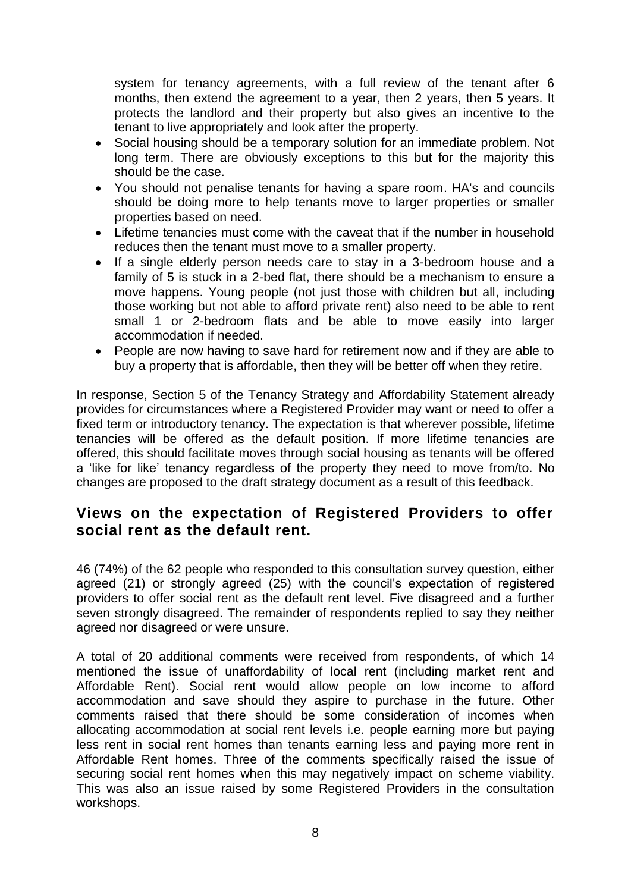system for tenancy agreements, with a full review of the tenant after 6 months, then extend the agreement to a year, then 2 years, then 5 years. It protects the landlord and their property but also gives an incentive to the tenant to live appropriately and look after the property.

- Social housing should be a temporary solution for an immediate problem. Not long term. There are obviously exceptions to this but for the majority this should be the case.
- You should not penalise tenants for having a spare room. HA's and councils should be doing more to help tenants move to larger properties or smaller properties based on need.
- Lifetime tenancies must come with the caveat that if the number in household reduces then the tenant must move to a smaller property.
- If a single elderly person needs care to stay in a 3-bedroom house and a family of 5 is stuck in a 2-bed flat, there should be a mechanism to ensure a move happens. Young people (not just those with children but all, including those working but not able to afford private rent) also need to be able to rent small 1 or 2-bedroom flats and be able to move easily into larger accommodation if needed.
- People are now having to save hard for retirement now and if they are able to buy a property that is affordable, then they will be better off when they retire.

In response, Section 5 of the Tenancy Strategy and Affordability Statement already provides for circumstances where a Registered Provider may want or need to offer a fixed term or introductory tenancy. The expectation is that wherever possible, lifetime tenancies will be offered as the default position. If more lifetime tenancies are offered, this should facilitate moves through social housing as tenants will be offered a 'like for like' tenancy regardless of the property they need to move from/to. No changes are proposed to the draft strategy document as a result of this feedback.

## Views on the expectation of Registered Providers to offer social rent as the default rent.

46 (74%) of the 62 people who responded to this consultation survey question, either agreed (21) or strongly agreed (25) with the council's expectation of registered providers to offer social rent as the default rent level. Five disagreed and a further seven strongly disagreed. The remainder of respondents replied to say they neither agreed nor disagreed or were unsure.

A total of 20 additional comments were received from respondents, of which 14 mentioned the issue of unaffordability of local rent (including market rent and Affordable Rent). Social rent would allow people on low income to afford accommodation and save should they aspire to purchase in the future. Other comments raised that there should be some consideration of incomes when allocating accommodation at social rent levels i.e. people earning more but paying less rent in social rent homes than tenants earning less and paying more rent in Affordable Rent homes. Three of the comments specifically raised the issue of securing social rent homes when this may negatively impact on scheme viability. This was also an issue raised by some Registered Providers in the consultation workshops.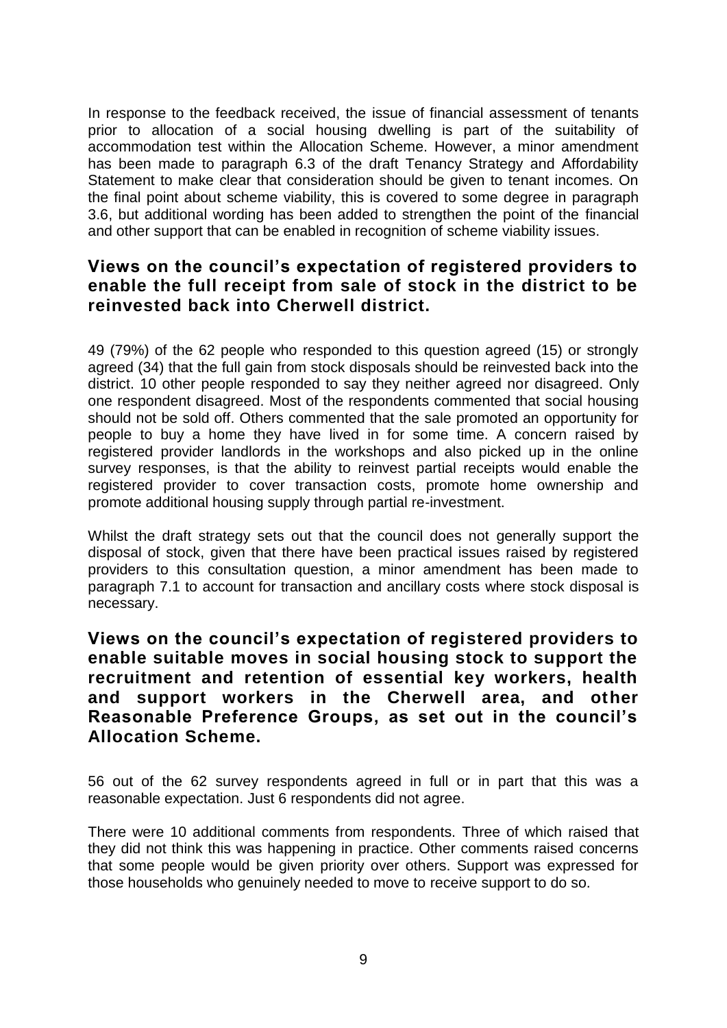In response to the feedback received, the issue of financial assessment of tenants prior to allocation of a social housing dwelling is part of the suitability of accommodation test within the Allocation Scheme. However, a minor amendment has been made to paragraph 6.3 of the draft Tenancy Strategy and Affordability Statement to make clear that consideration should be given to tenant incomes. On the final point about scheme viability, this is covered to some degree in paragraph 3.6, but additional wording has been added to strengthen the point of the financial and other support that can be enabled in recognition of scheme viability issues.

## Views on the council's expectation of registered providers to enable the full receipt from sale of stock in the district to be reinvested back into Cherwell district.

49 (79%) of the 62 people who responded to this question agreed (15) or strongly agreed (34) that the full gain from stock disposals should be reinvested back into the district. 10 other people responded to say they neither agreed nor disagreed. Only one respondent disagreed. Most of the respondents commented that social housing should not be sold off. Others commented that the sale promoted an opportunity for people to buy a home they have lived in for some time. A concern raised by registered provider landlords in the workshops and also picked up in the online survey responses, is that the ability to reinvest partial receipts would enable the registered provider to cover transaction costs, promote home ownership and promote additional housing supply through partial re-investment.

Whilst the draft strategy sets out that the council does not generally support the disposal of stock, given that there have been practical issues raised by registered providers to this consultation question, a minor amendment has been made to paragraph 7.1 to account for transaction and ancillary costs where stock disposal is necessary.

## Views on the council's expectation of registered providers to enable suitable moves in social housing stock to support the recruitment and retention of essential key workers, health and support workers in the Cherwell area, and other Reasonable Preference Groups, as set out in the council's Allocation Scheme.

56 out of the 62 survey respondents agreed in full or in part that this was a reasonable expectation. Just 6 respondents did not agree.

There were 10 additional comments from respondents. Three of which raised that they did not think this was happening in practice. Other comments raised concerns that some people would be given priority over others. Support was expressed for those households who genuinely needed to move to receive support to do so.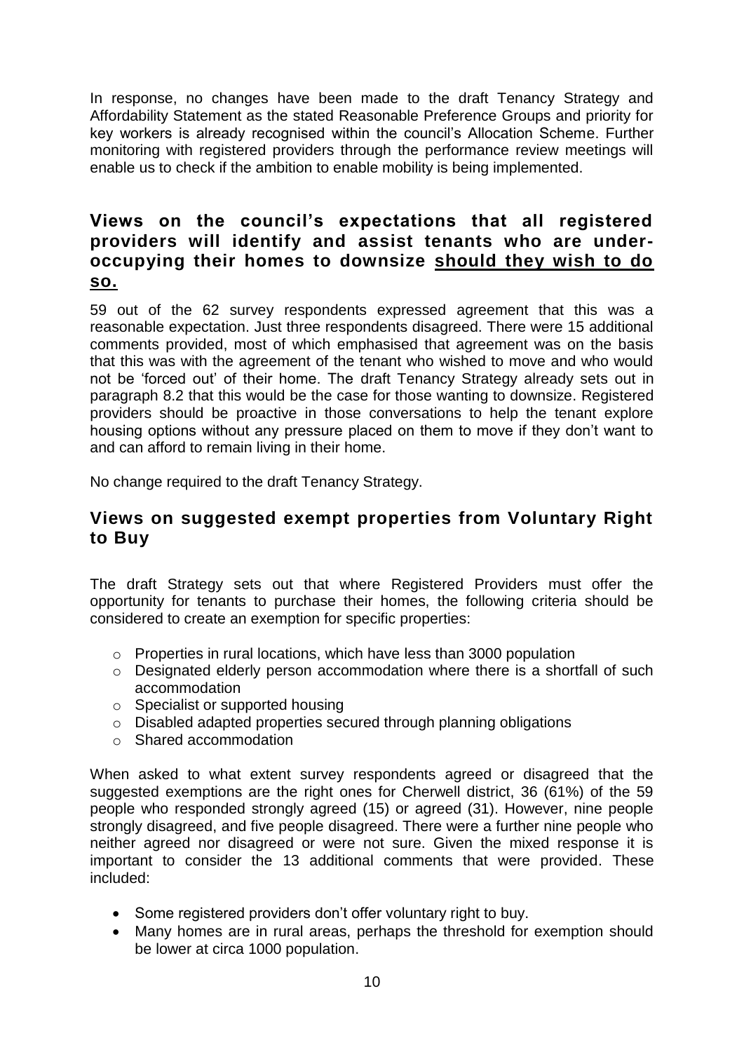In response, no changes have been made to the draft Tenancy Strategy and Affordability Statement as the stated Reasonable Preference Groups and priority for key workers is already recognised within the council's Allocation Scheme. Further monitoring with registered providers through the performance review meetings will enable us to check if the ambition to enable mobility is being implemented.

## Views on the council's expectations that all registered providers will identify and assist tenants who are under-occupying their homes to downsize <u>should they wish to do so.</u>

59 out of the 62 survey respondents expressed agreement that this was a reasonable expectation. Just three respondents disagreed. There were 15 additional comments provided, most of which emphasised that agreement was on the basis that this was with the agreement of the tenant who wished to move and who would not be 'forced out' of their home. The draft Tenancy Strategy already sets out in paragraph 8.2 that this would be the case for those wanting to downsize. Registered providers should be proactive in those conversations to help the tenant explore housing options without any pressure placed on them to move if they don't want to and can afford to remain living in their home.

No change required to the draft Tenancy Strategy.

## Views on suggested exempt properties from Voluntary Right to Buy

The draft Strategy sets out that where Registered Providers must offer the opportunity for tenants to purchase their homes, the following criteria should be considered to create an exemption for specific properties:

- Properties in rural locations, which have less than 3000 population
- Designated elderly person accommodation where there is a shortfall of such accommodation
- Specialist or supported housing
- Disabled adapted properties secured through planning obligations
- Shared accommodation

When asked to what extent survey respondents agreed or disagreed that the suggested exemptions are the right ones for Cherwell district, 36 (61%) of the 59 people who responded strongly agreed (15) or agreed (31). However, nine people strongly disagreed, and five people disagreed. There were a further nine people who neither agreed nor disagreed or were not sure. Given the mixed response it is important to consider the 13 additional comments that were provided. These included:

- Some registered providers don't offer voluntary right to buy.
- Many homes are in rural areas, perhaps the threshold for exemption should be lower at circa 1000 population.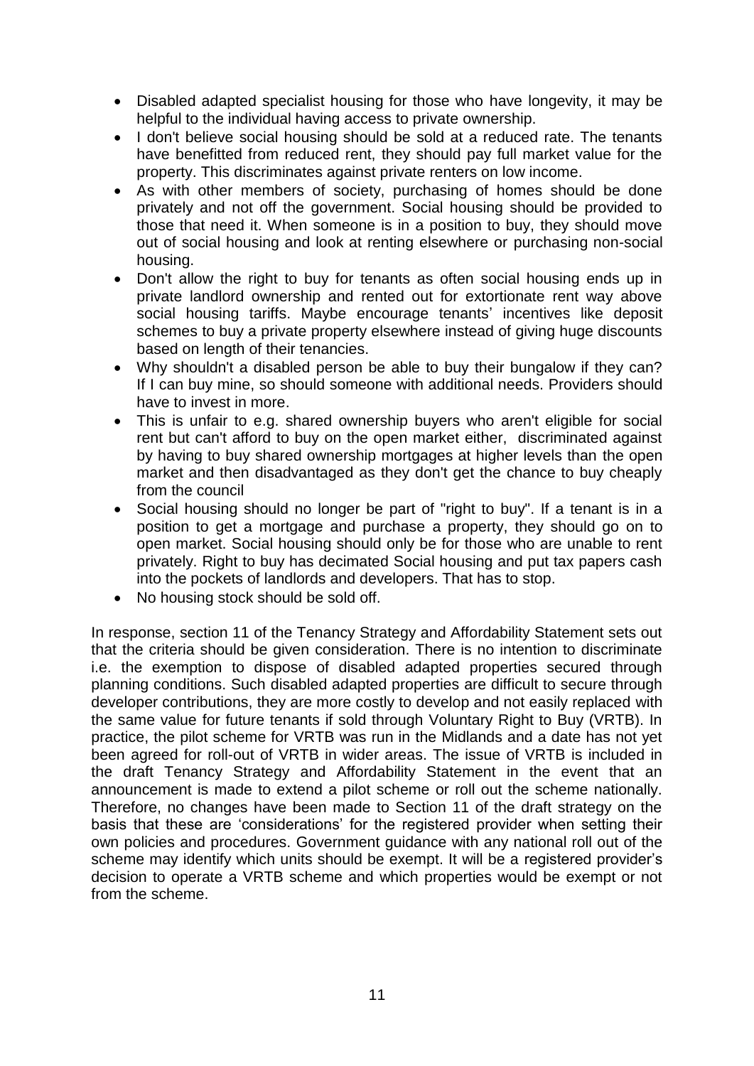- Disabled adapted specialist housing for those who have longevity, it may be helpful to the individual having access to private ownership.
- I don't believe social housing should be sold at a reduced rate. The tenants have benefitted from reduced rent, they should pay full market value for the property. This discriminates against private renters on low income.
- As with other members of society, purchasing of homes should be done privately and not off the government. Social housing should be provided to those that need it. When someone is in a position to buy, they should move out of social housing and look at renting elsewhere or purchasing non-social housing.
- Don't allow the right to buy for tenants as often social housing ends up in private landlord ownership and rented out for extortionate rent way above social housing tariffs. Maybe encourage tenants' incentives like deposit schemes to buy a private property elsewhere instead of giving huge discounts based on length of their tenancies.
- Why shouldn't a disabled person be able to buy their bungalow if they can? If I can buy mine, so should someone with additional needs. Providers should have to invest in more.
- This is unfair to e.g. shared ownership buyers who aren't eligible for social rent but can't afford to buy on the open market either, discriminated against by having to buy shared ownership mortgages at higher levels than the open market and then disadvantaged as they don't get the chance to buy cheaply from the council
- Social housing should no longer be part of "right to buy". If a tenant is in a position to get a mortgage and purchase a property, they should go on to open market. Social housing should only be for those who are unable to rent privately. Right to buy has decimated Social housing and put tax papers cash into the pockets of landlords and developers. That has to stop.
- No housing stock should be sold off.

In response, section 11 of the Tenancy Strategy and Affordability Statement sets out that the criteria should be given consideration. There is no intention to discriminate i.e. the exemption to dispose of disabled adapted properties secured through planning conditions. Such disabled adapted properties are difficult to secure through developer contributions, they are more costly to develop and not easily replaced with the same value for future tenants if sold through Voluntary Right to Buy (VRTB). In practice, the pilot scheme for VRTB was run in the Midlands and a date has not yet been agreed for roll-out of VRTB in wider areas. The issue of VRTB is included in the draft Tenancy Strategy and Affordability Statement in the event that an announcement is made to extend a pilot scheme or roll out the scheme nationally. Therefore, no changes have been made to Section 11 of the draft strategy on the basis that these are 'considerations' for the registered provider when setting their own policies and procedures. Government guidance with any national roll out of the scheme may identify which units should be exempt. It will be a registered provider's decision to operate a VRTB scheme and which properties would be exempt or not from the scheme.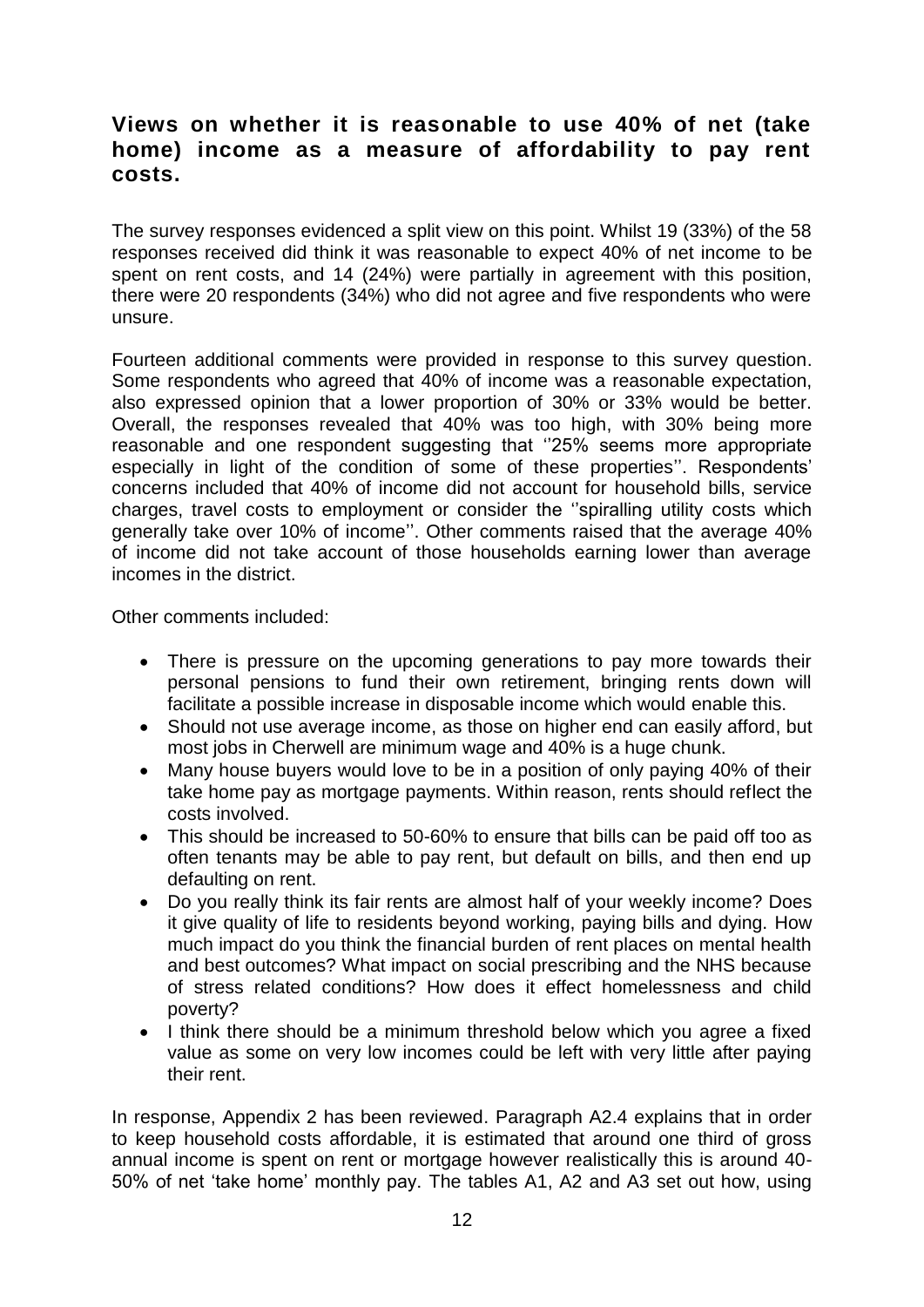## Views on whether it is reasonable to use 40% of net (take home) income as a measure of affordability to pay rent costs.

The survey responses evidenced a split view on this point. Whilst 19 (33%) of the 58 responses received did think it was reasonable to expect 40% of net income to be spent on rent costs, and 14 (24%) were partially in agreement with this position, there were 20 respondents (34%) who did not agree and five respondents who were unsure.

Fourteen additional comments were provided in response to this survey question. Some respondents who agreed that 40% of income was a reasonable expectation, also expressed opinion that a lower proportion of 30% or 33% would be better. Overall, the responses revealed that 40% was too high, with 30% being more reasonable and one respondent suggesting that ''25% seems more appropriate especially in light of the condition of some of these properties''. Respondents' concerns included that 40% of income did not account for household bills, service charges, travel costs to employment or consider the ''spiralling utility costs which generally take over 10% of income''. Other comments raised that the average 40% of income did not take account of those households earning lower than average incomes in the district.

Other comments included:

- There is pressure on the upcoming generations to pay more towards their personal pensions to fund their own retirement, bringing rents down will facilitate a possible increase in disposable income which would enable this.
- Should not use average income, as those on higher end can easily afford, but most jobs in Cherwell are minimum wage and 40% is a huge chunk.
- Many house buyers would love to be in a position of only paying 40% of their take home pay as mortgage payments. Within reason, rents should reflect the costs involved.
- This should be increased to 50-60% to ensure that bills can be paid off too as often tenants may be able to pay rent, but default on bills, and then end up defaulting on rent.
- Do you really think its fair rents are almost half of your weekly income? Does it give quality of life to residents beyond working, paying bills and dying. How much impact do you think the financial burden of rent places on mental health and best outcomes? What impact on social prescribing and the NHS because of stress related conditions? How does it effect homelessness and child poverty?
- I think there should be a minimum threshold below which you agree a fixed value as some on very low incomes could be left with very little after paying their rent.

In response, Appendix 2 has been reviewed. Paragraph A2.4 explains that in order to keep household costs affordable, it is estimated that around one third of gross annual income is spent on rent or mortgage however realistically this is around 40-50% of net 'take home' monthly pay. The tables A1, A2 and A3 set out how, using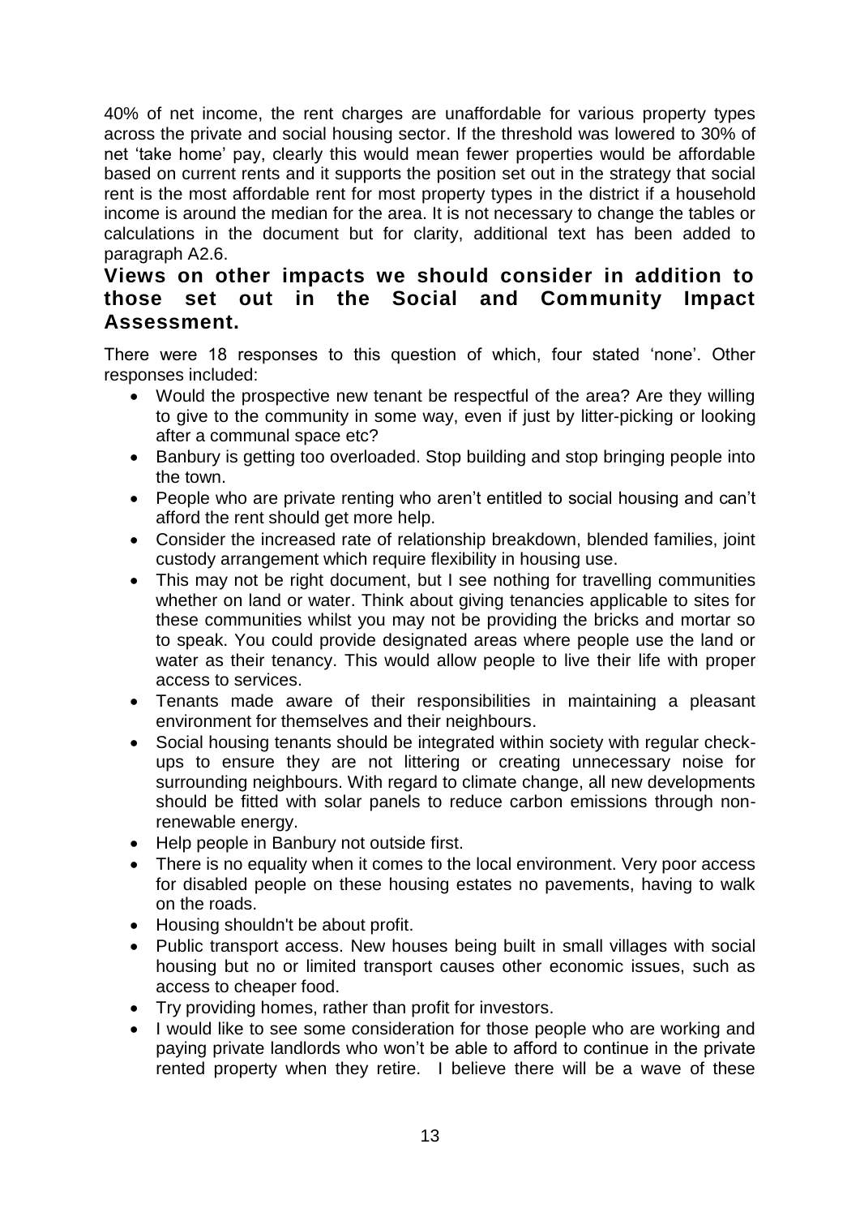40% of net income, the rent charges are unaffordable for various property types across the private and social housing sector. If the threshold was lowered to 30% of net 'take home' pay, clearly this would mean fewer properties would be affordable based on current rents and it supports the position set out in the strategy that social rent is the most affordable rent for most property types in the district if a household income is around the median for the area. It is not necessary to change the tables or calculations in the document but for clarity, additional text has been added to paragraph A2.6.

## Views on other impacts we should consider in addition to those set out in the Social and Community Impact Assessment.

There were 18 responses to this question of which, four stated 'none'. Other responses included:

- Would the prospective new tenant be respectful of the area? Are they willing to give to the community in some way, even if just by litter-picking or looking after a communal space etc?
- Banbury is getting too overloaded. Stop building and stop bringing people into the town.
- People who are private renting who aren't entitled to social housing and can't afford the rent should get more help.
- Consider the increased rate of relationship breakdown, blended families, joint custody arrangement which require flexibility in housing use.
- This may not be right document, but I see nothing for travelling communities whether on land or water. Think about giving tenancies applicable to sites for these communities whilst you may not be providing the bricks and mortar so to speak. You could provide designated areas where people use the land or water as their tenancy. This would allow people to live their life with proper access to services.
- Tenants made aware of their responsibilities in maintaining a pleasant environment for themselves and their neighbours.
- Social housing tenants should be integrated within society with regular check-ups to ensure they are not littering or creating unnecessary noise for surrounding neighbours. With regard to climate change, all new developments should be fitted with solar panels to reduce carbon emissions through non-renewable energy.
- Help people in Banbury not outside first.
- There is no equality when it comes to the local environment. Very poor access for disabled people on these housing estates no pavements, having to walk on the roads.
- Housing shouldn't be about profit.
- Public transport access. New houses being built in small villages with social housing but no or limited transport causes other economic issues, such as access to cheaper food.
- Try providing homes, rather than profit for investors.
- I would like to see some consideration for those people who are working and paying private landlords who won't be able to afford to continue in the private rented property when they retire. I believe there will be a wave of these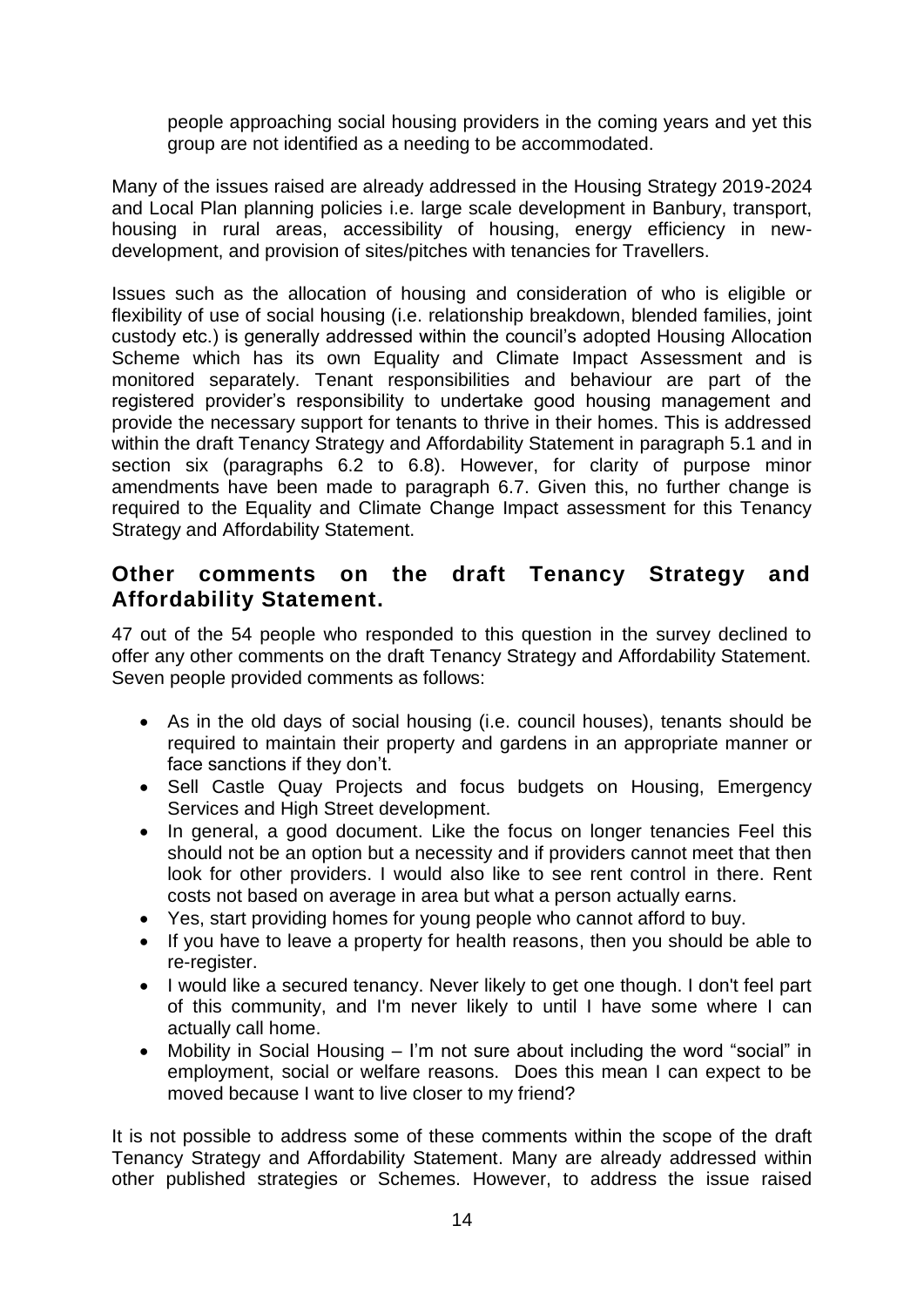people approaching social housing providers in the coming years and yet this group are not identified as a needing to be accommodated.

Many of the issues raised are already addressed in the Housing Strategy 2019-2024 and Local Plan planning policies i.e. large scale development in Banbury, transport, housing in rural areas, accessibility of housing, energy efficiency in new-development, and provision of sites/pitches with tenancies for Travellers.

Issues such as the allocation of housing and consideration of who is eligible or flexibility of use of social housing (i.e. relationship breakdown, blended families, joint custody etc.) is generally addressed within the council's adopted Housing Allocation Scheme which has its own Equality and Climate Impact Assessment and is monitored separately. Tenant responsibilities and behaviour are part of the registered provider's responsibility to undertake good housing management and provide the necessary support for tenants to thrive in their homes. This is addressed within the draft Tenancy Strategy and Affordability Statement in paragraph 5.1 and in section six (paragraphs 6.2 to 6.8). However, for clarity of purpose minor amendments have been made to paragraph 6.7. Given this, no further change is required to the Equality and Climate Change Impact assessment for this Tenancy Strategy and Affordability Statement.

## Other comments on the draft Tenancy Strategy and Affordability Statement.

47 out of the 54 people who responded to this question in the survey declined to offer any other comments on the draft Tenancy Strategy and Affordability Statement. Seven people provided comments as follows:

- As in the old days of social housing (i.e. council houses), tenants should be required to maintain their property and gardens in an appropriate manner or face sanctions if they don't.
- Sell Castle Quay Projects and focus budgets on Housing, Emergency Services and High Street development.
- In general, a good document. Like the focus on longer tenancies Feel this should not be an option but a necessity and if providers cannot meet that then look for other providers. I would also like to see rent control in there. Rent costs not based on average in area but what a person actually earns.
- Yes, start providing homes for young people who cannot afford to buy.
- If you have to leave a property for health reasons, then you should be able to re-register.
- I would like a secured tenancy. Never likely to get one though. I don't feel part of this community, and I'm never likely to until I have some where I can actually call home.
- Mobility in Social Housing – I'm not sure about including the word "social" in employment, social or welfare reasons. Does this mean I can expect to be moved because I want to live closer to my friend?

It is not possible to address some of these comments within the scope of the draft Tenancy Strategy and Affordability Statement. Many are already addressed within other published strategies or Schemes. However, to address the issue raised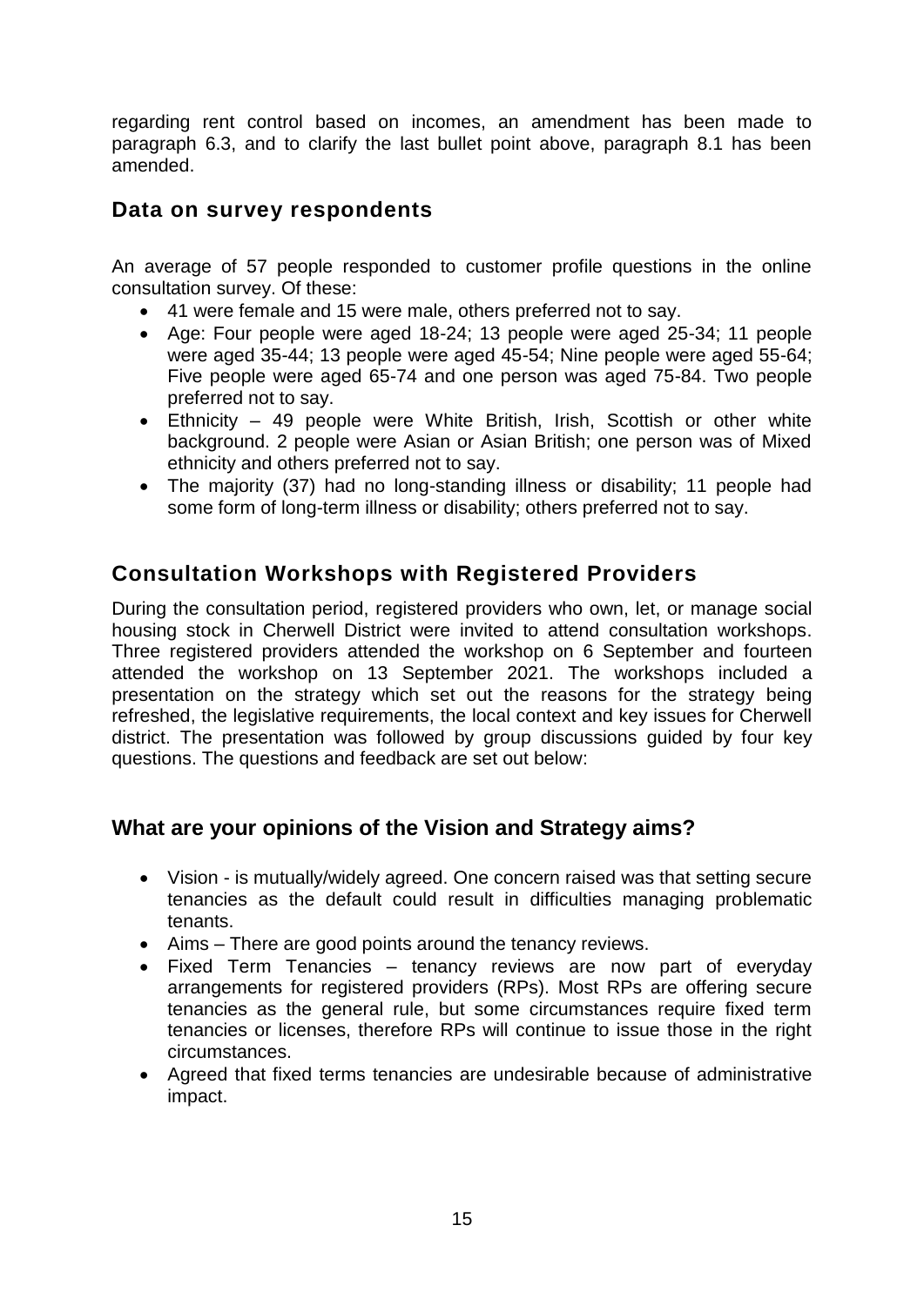regarding rent control based on incomes, an amendment has been made to paragraph 6.3, and to clarify the last bullet point above, paragraph 8.1 has been amended.

## Data on survey respondents

An average of 57 people responded to customer profile questions in the online consultation survey. Of these:

- 41 were female and 15 were male, others preferred not to say.
- Age: Four people were aged 18-24; 13 people were aged 25-34; 11 people were aged 35-44; 13 people were aged 45-54; Nine people were aged 55-64; Five people were aged 65-74 and one person was aged 75-84. Two people preferred not to say.
- Ethnicity – 49 people were White British, Irish, Scottish or other white background. 2 people were Asian or Asian British; one person was of Mixed ethnicity and others preferred not to say.
- The majority (37) had no long-standing illness or disability; 11 people had some form of long-term illness or disability; others preferred not to say.

## Consultation Workshops with Registered Providers

During the consultation period, registered providers who own, let, or manage social housing stock in Cherwell District were invited to attend consultation workshops. Three registered providers attended the workshop on 6 September and fourteen attended the workshop on 13 September 2021. The workshops included a presentation on the strategy which set out the reasons for the strategy being refreshed, the legislative requirements, the local context and key issues for Cherwell district. The presentation was followed by group discussions guided by four key questions. The questions and feedback are set out below:

## What are your opinions of the Vision and Strategy aims?

- Vision - is mutually/widely agreed. One concern raised was that setting secure tenancies as the default could result in difficulties managing problematic tenants.
- Aims – There are good points around the tenancy reviews.
- Fixed Term Tenancies – tenancy reviews are now part of everyday arrangements for registered providers (RPs). Most RPs are offering secure tenancies as the general rule, but some circumstances require fixed term tenancies or licenses, therefore RPs will continue to issue those in the right circumstances.
- Agreed that fixed terms tenancies are undesirable because of administrative impact.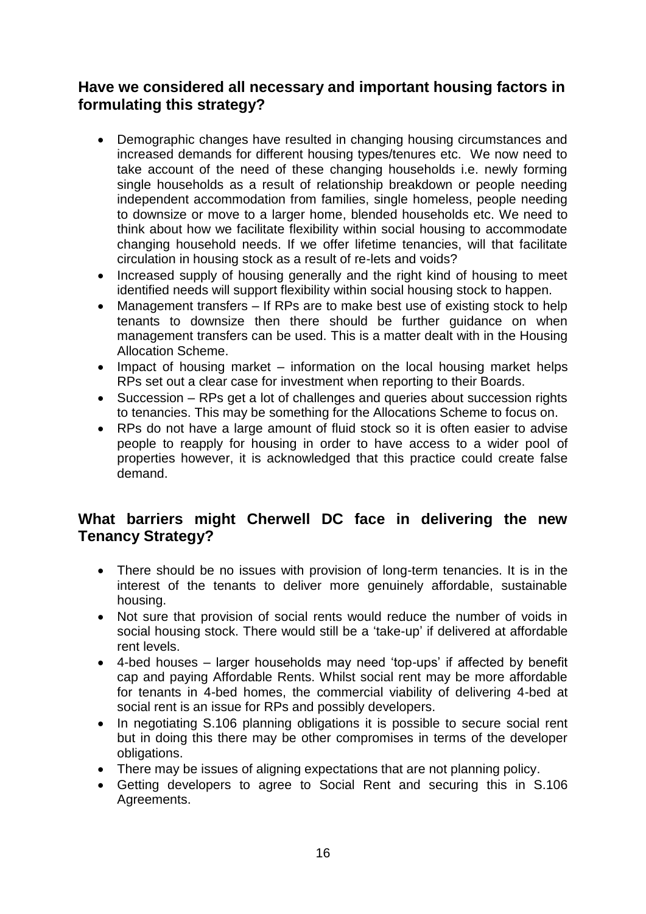## Have we considered all necessary and important housing factors in formulating this strategy?

- Demographic changes have resulted in changing housing circumstances and increased demands for different housing types/tenures etc. We now need to take account of the need of these changing households i.e. newly forming single households as a result of relationship breakdown or people needing independent accommodation from families, single homeless, people needing to downsize or move to a larger home, blended households etc. We need to think about how we facilitate flexibility within social housing to accommodate changing household needs. If we offer lifetime tenancies, will that facilitate circulation in housing stock as a result of re-lets and voids?
- Increased supply of housing generally and the right kind of housing to meet identified needs will support flexibility within social housing stock to happen.
- Management transfers – If RPs are to make best use of existing stock to help tenants to downsize then there should be further guidance on when management transfers can be used. This is a matter dealt with in the Housing Allocation Scheme.
- Impact of housing market – information on the local housing market helps RPs set out a clear case for investment when reporting to their Boards.
- Succession – RPs get a lot of challenges and queries about succession rights to tenancies. This may be something for the Allocations Scheme to focus on.
- RPs do not have a large amount of fluid stock so it is often easier to advise people to reapply for housing in order to have access to a wider pool of properties however, it is acknowledged that this practice could create false demand.

## What barriers might Cherwell DC face in delivering the new Tenancy Strategy?

- There should be no issues with provision of long-term tenancies. It is in the interest of the tenants to deliver more genuinely affordable, sustainable housing.
- Not sure that provision of social rents would reduce the number of voids in social housing stock. There would still be a 'take-up' if delivered at affordable rent levels.
- 4-bed houses – larger households may need 'top-ups' if affected by benefit cap and paying Affordable Rents. Whilst social rent may be more affordable for tenants in 4-bed homes, the commercial viability of delivering 4-bed at social rent is an issue for RPs and possibly developers.
- In negotiating S.106 planning obligations it is possible to secure social rent but in doing this there may be other compromises in terms of the developer obligations.
- There may be issues of aligning expectations that are not planning policy.
- Getting developers to agree to Social Rent and securing this in S.106 Agreements.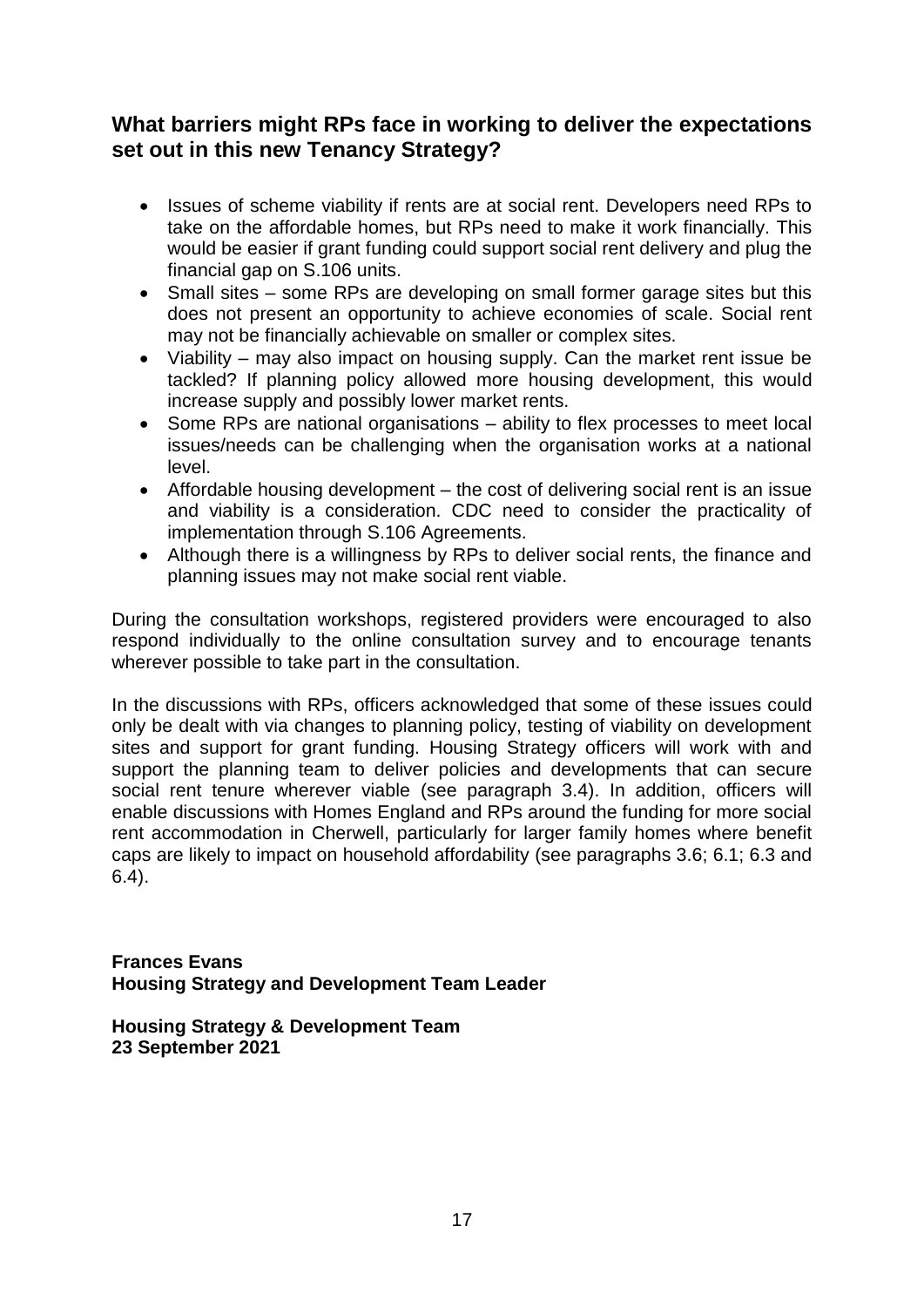## What barriers might RPs face in working to deliver the expectations set out in this new Tenancy Strategy?

- Issues of scheme viability if rents are at social rent. Developers need RPs to take on the affordable homes, but RPs need to make it work financially. This would be easier if grant funding could support social rent delivery and plug the financial gap on S.106 units.
- Small sites – some RPs are developing on small former garage sites but this does not present an opportunity to achieve economies of scale. Social rent may not be financially achievable on smaller or complex sites.
- Viability – may also impact on housing supply. Can the market rent issue be tackled? If planning policy allowed more housing development, this would increase supply and possibly lower market rents.
- Some RPs are national organisations – ability to flex processes to meet local issues/needs can be challenging when the organisation works at a national level.
- Affordable housing development – the cost of delivering social rent is an issue and viability is a consideration. CDC need to consider the practicality of implementation through S.106 Agreements.
- Although there is a willingness by RPs to deliver social rents, the finance and planning issues may not make social rent viable.

During the consultation workshops, registered providers were encouraged to also respond individually to the online consultation survey and to encourage tenants wherever possible to take part in the consultation.

In the discussions with RPs, officers acknowledged that some of these issues could only be dealt with via changes to planning policy, testing of viability on development sites and support for grant funding. Housing Strategy officers will work with and support the planning team to deliver policies and developments that can secure social rent tenure wherever viable (see paragraph 3.4). In addition, officers will enable discussions with Homes England and RPs around the funding for more social rent accommodation in Cherwell, particularly for larger family homes where benefit caps are likely to impact on household affordability (see paragraphs 3.6; 6.1; 6.3 and 6.4).

**Frances Evans**
**Housing Strategy and Development Team Leader**

**Housing Strategy & Development Team**
**23 September 2021**